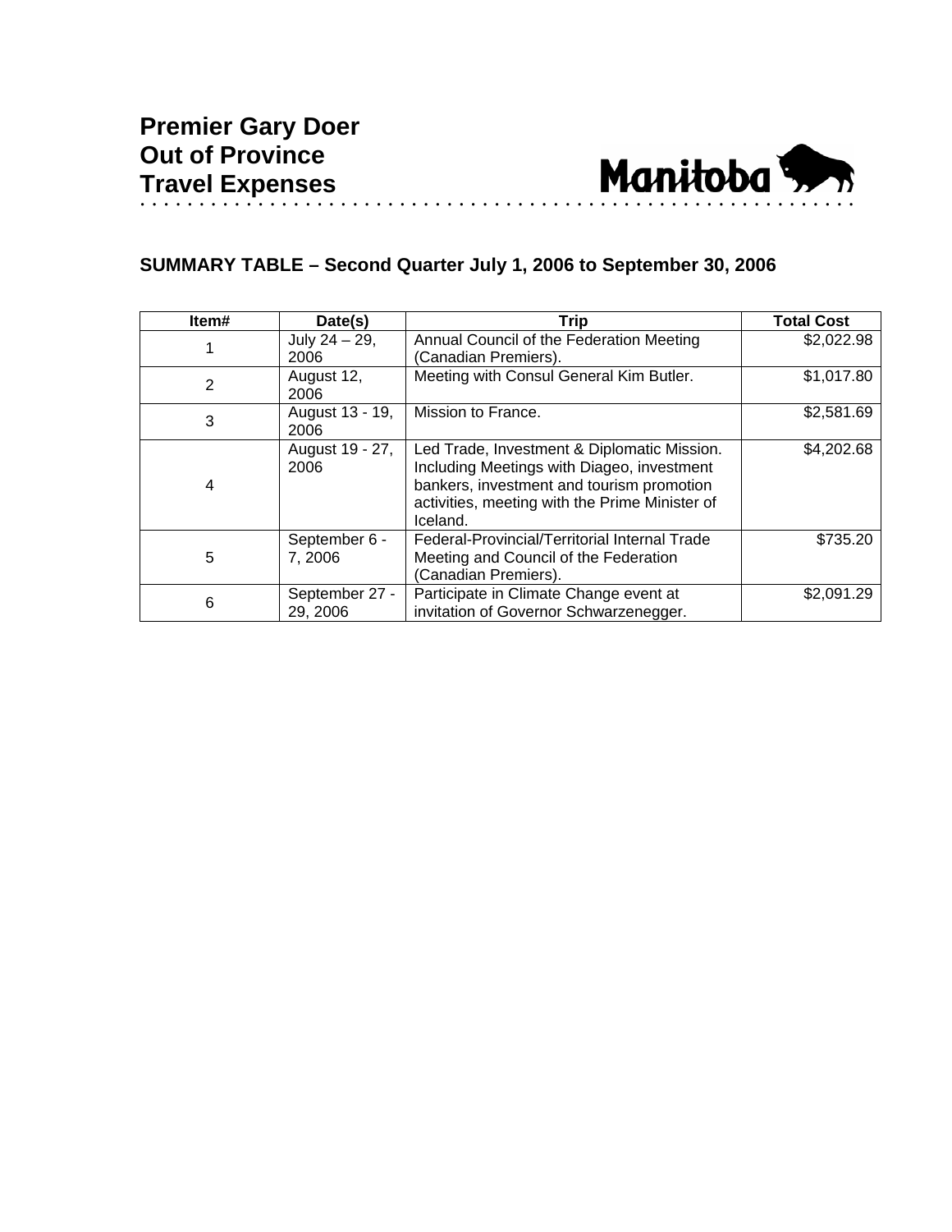# Premier Gary Doer Out of Province Travel Expenses

## SUMMARY TABLE – Second Quarter July 1, 2006 to September 30, 2006

| Item# | Date(s) | Trip | Total Cost |
|---|---|---|---|
| 1 | July 24 – 29, 2006 | Annual Council of the Federation Meeting (Canadian Premiers). | $2,022.98 |
| 2 | August 12, 2006 | Meeting with Consul General Kim Butler. | $1,017.80 |
| 3 | August 13 - 19, 2006 | Mission to France. | $2,581.69 |
| 4 | August 19 - 27, 2006 | Led Trade, Investment & Diplomatic Mission. Including Meetings with Diageo, investment bankers, investment and tourism promotion activities, meeting with the Prime Minister of Iceland. | $4,202.68 |
| 5 | September 6 - 7, 2006 | Federal-Provincial/Territorial Internal Trade Meeting and Council of the Federation (Canadian Premiers). | $735.20 |
| 6 | September 27 - 29, 2006 | Participate in Climate Change event at invitation of Governor Schwarzenegger. | $2,091.29 |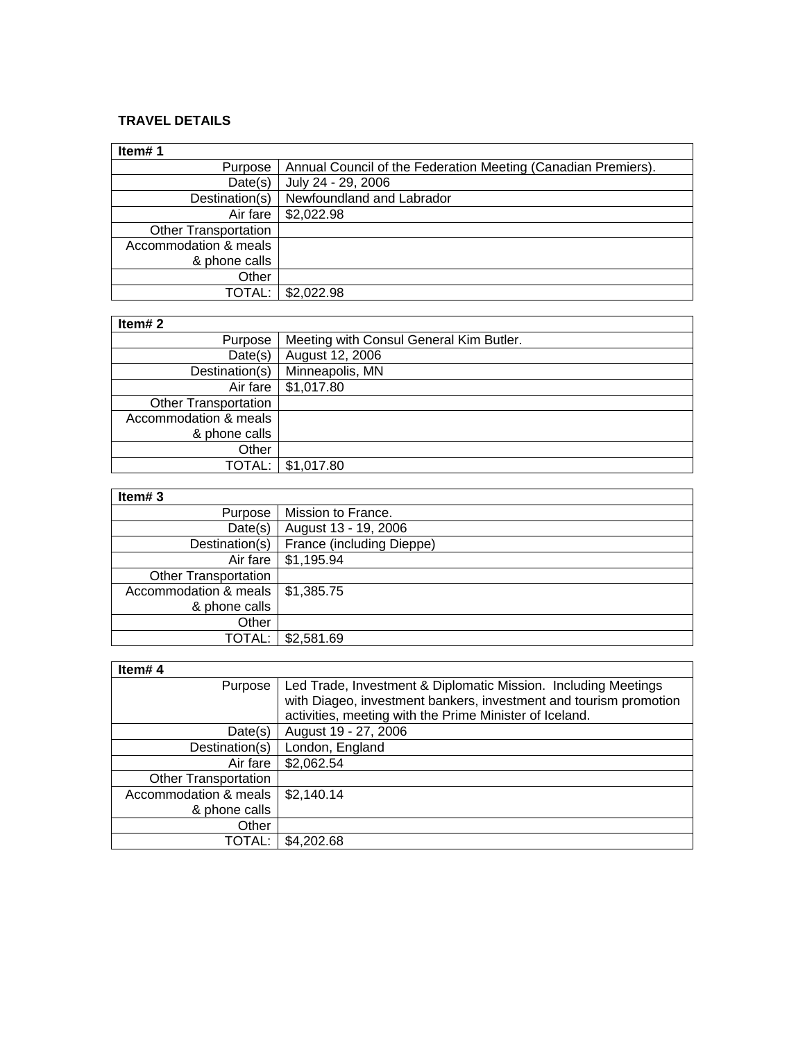**TRAVEL DETAILS**

| Item# 1 | |
|---|---|
| Purpose | Annual Council of the Federation Meeting (Canadian Premiers). |
| Date(s) | July 24 - 29, 2006 |
| Destination(s) | Newfoundland and Labrador |
| Air fare | $2,022.98 |
| Other Transportation | |
| Accommodation & meals & phone calls | |
| Other | |
| TOTAL: | $2,022.98 |

| Item# 2 | |
|---|---|
| Purpose | Meeting with Consul General Kim Butler. |
| Date(s) | August 12, 2006 |
| Destination(s) | Minneapolis, MN |
| Air fare | $1,017.80 |
| Other Transportation | |
| Accommodation & meals & phone calls | |
| Other | |
| TOTAL: | $1,017.80 |

| Item# 3 | |
|---|---|
| Purpose | Mission to France. |
| Date(s) | August 13 - 19, 2006 |
| Destination(s) | France (including Dieppe) |
| Air fare | $1,195.94 |
| Other Transportation | |
| Accommodation & meals & phone calls | $1,385.75 |
| Other | |
| TOTAL: | $2,581.69 |

| Item# 4 | |
|---|---|
| Purpose | Led Trade, Investment & Diplomatic Mission. Including Meetings with Diageo, investment bankers, investment and tourism promotion activities, meeting with the Prime Minister of Iceland. |
| Date(s) | August 19 - 27, 2006 |
| Destination(s) | London, England |
| Air fare | $2,062.54 |
| Other Transportation | |
| Accommodation & meals & phone calls | $2,140.14 |
| Other | |
| TOTAL: | $4,202.68 |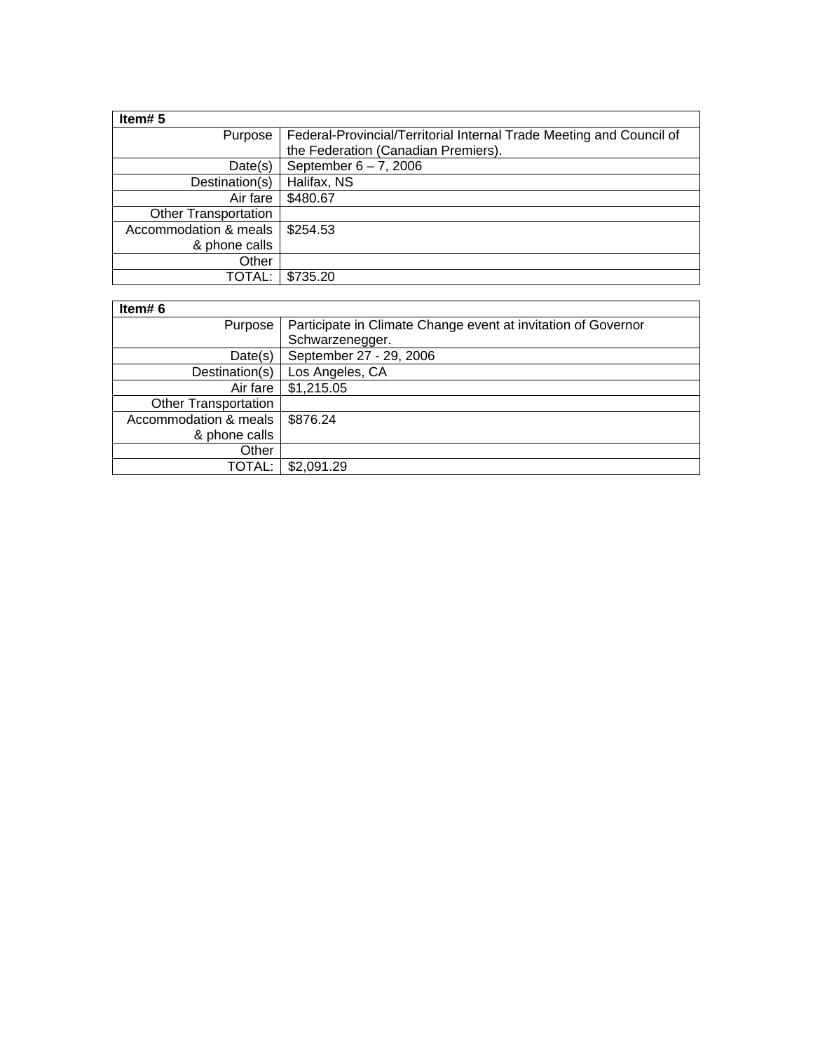| Item# 5 | |
|---|---|
| Purpose | Federal-Provincial/Territorial Internal Trade Meeting and Council of the Federation (Canadian Premiers). |
| Date(s) | September 6 – 7, 2006 |
| Destination(s) | Halifax, NS |
| Air fare | $480.67 |
| Other Transportation | |
| Accommodation & meals & phone calls | $254.53 |
| Other | |
| TOTAL: | $735.20 |

| Item# 6 | |
|---|---|
| Purpose | Participate in Climate Change event at invitation of Governor Schwarzenegger. |
| Date(s) | September 27 - 29, 2006 |
| Destination(s) | Los Angeles, CA |
| Air fare | $1,215.05 |
| Other Transportation | |
| Accommodation & meals & phone calls | $876.24 |
| Other | |
| TOTAL: | $2,091.29 |